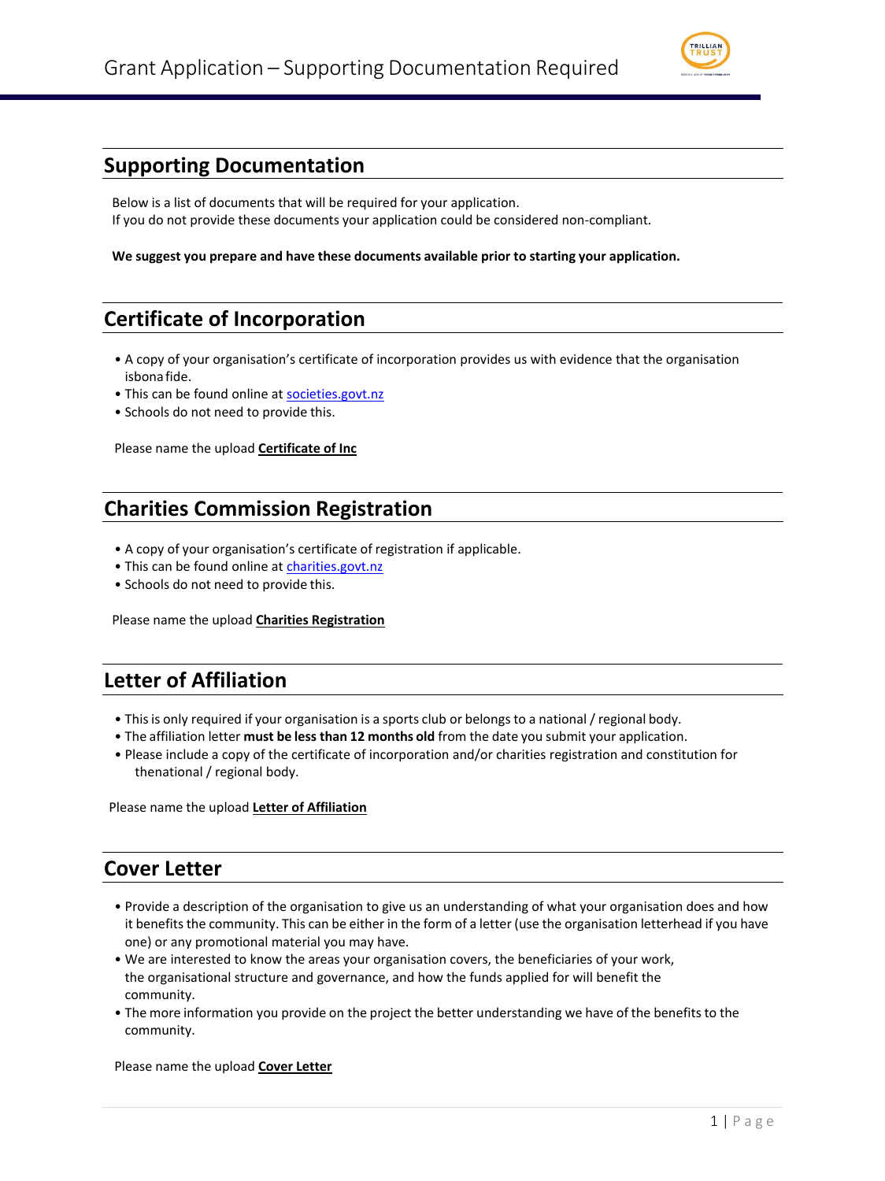# Grant Application – Supporting Documentation Required

## Supporting Documentation

Below is a list of documents that will be required for your application.
If you do not provide these documents your application could be considered non-compliant.

**We suggest you prepare and have these documents available prior to starting your application.**

## Certificate of Incorporation

- A copy of your organisation's certificate of incorporation provides us with evidence that the organisation isbona fide.
- This can be found online at [societies.govt.nz](societies.govt.nz)
- Schools do not need to provide this.

Please name the upload **Certificate of Inc**

## Charities Commission Registration

- A copy of your organisation's certificate of registration if applicable.
- This can be found online at [charities.govt.nz](charities.govt.nz)
- Schools do not need to provide this.

Please name the upload **Charities Registration**

## Letter of Affiliation

- This is only required if your organisation is a sports club or belongs to a national / regional body.
- The affiliation letter **must be less than 12 months old** from the date you submit your application.
- Please include a copy of the certificate of incorporation and/or charities registration and constitution for thenational / regional body.

Please name the upload **Letter of Affiliation**

## Cover Letter

- Provide a description of the organisation to give us an understanding of what your organisation does and how it benefits the community. This can be either in the form of a letter (use the organisation letterhead if you have one) or any promotional material you may have.
- We are interested to know the areas your organisation covers, the beneficiaries of your work, the organisational structure and governance, and how the funds applied for will benefit the community.
- The more information you provide on the project the better understanding we have of the benefits to the community.

Please name the upload **Cover Letter**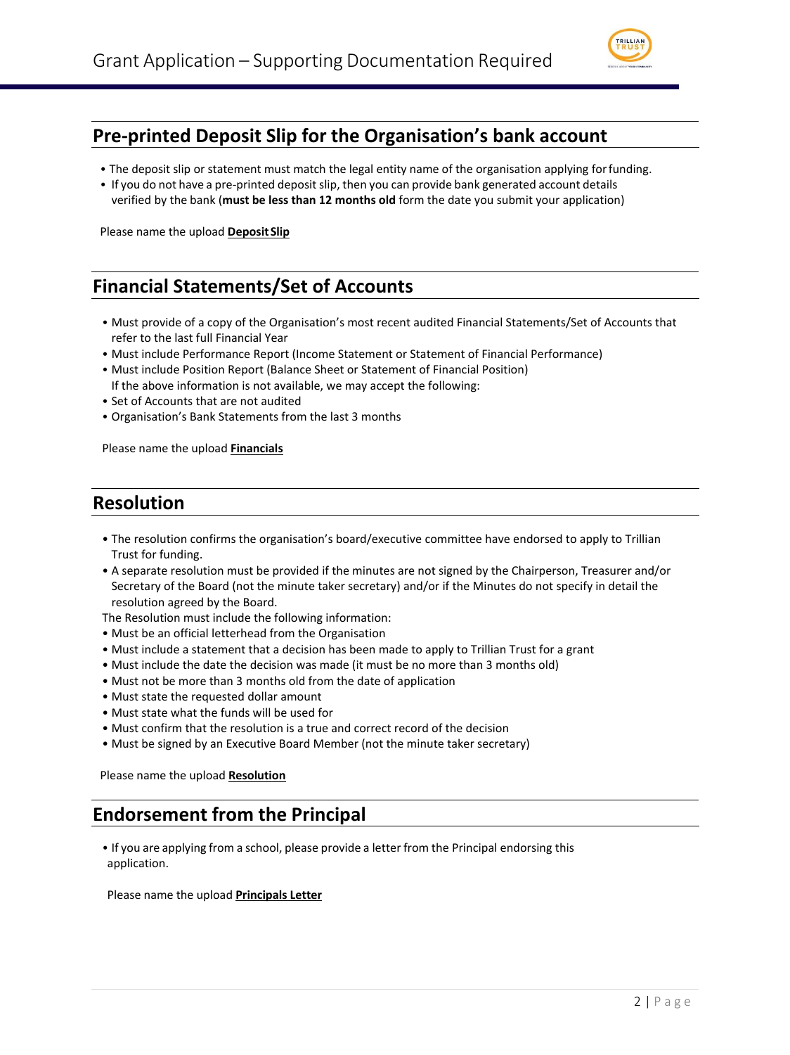## Pre-printed Deposit Slip for the Organisation's bank account

- The deposit slip or statement must match the legal entity name of the organisation applying for funding.
- If you do not have a pre-printed deposit slip, then you can provide bank generated account details verified by the bank (**must be less than 12 months old** form the date you submit your application)

Please name the upload **Deposit Slip**

## Financial Statements/Set of Accounts

- Must provide of a copy of the Organisation's most recent audited Financial Statements/Set of Accounts that refer to the last full Financial Year
- Must include Performance Report (Income Statement or Statement of Financial Performance)
- Must include Position Report (Balance Sheet or Statement of Financial Position)

  If the above information is not available, we may accept the following:
- Set of Accounts that are not audited
- Organisation's Bank Statements from the last 3 months

Please name the upload **Financials**

## Resolution

- The resolution confirms the organisation's board/executive committee have endorsed to apply to Trillian Trust for funding.
- A separate resolution must be provided if the minutes are not signed by the Chairperson, Treasurer and/or Secretary of the Board (not the minute taker secretary) and/or if the Minutes do not specify in detail the resolution agreed by the Board.

The Resolution must include the following information:

- Must be an official letterhead from the Organisation
- Must include a statement that a decision has been made to apply to Trillian Trust for a grant
- Must include the date the decision was made (it must be no more than 3 months old)
- Must not be more than 3 months old from the date of application
- Must state the requested dollar amount
- Must state what the funds will be used for
- Must confirm that the resolution is a true and correct record of the decision
- Must be signed by an Executive Board Member (not the minute taker secretary)

Please name the upload **Resolution**

## Endorsement from the Principal

- If you are applying from a school, please provide a letter from the Principal endorsing this application.

Please name the upload **Principals Letter**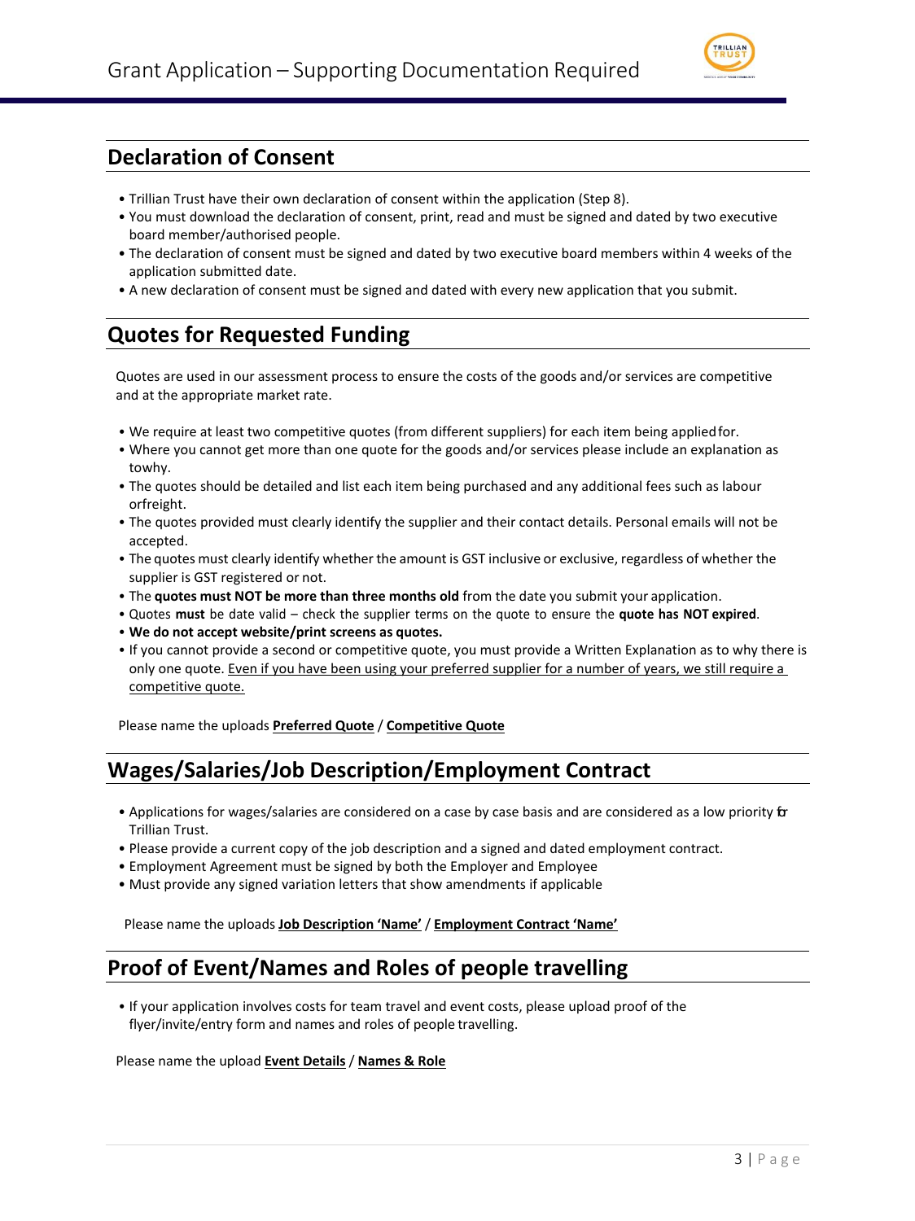## Declaration of Consent

- Trillian Trust have their own declaration of consent within the application (Step 8).
- You must download the declaration of consent, print, read and must be signed and dated by two executive board member/authorised people.
- The declaration of consent must be signed and dated by two executive board members within 4 weeks of the application submitted date.
- A new declaration of consent must be signed and dated with every new application that you submit.

## Quotes for Requested Funding

Quotes are used in our assessment process to ensure the costs of the goods and/or services are competitive and at the appropriate market rate.

- We require at least two competitive quotes (from different suppliers) for each item being applied for.
- Where you cannot get more than one quote for the goods and/or services please include an explanation as towhy.
- The quotes should be detailed and list each item being purchased and any additional fees such as labour orfreight.
- The quotes provided must clearly identify the supplier and their contact details. Personal emails will not be accepted.
- The quotes must clearly identify whether the amount is GST inclusive or exclusive, regardless of whether the supplier is GST registered or not.
- The **quotes must NOT be more than three months old** from the date you submit your application.
- Quotes **must** be date valid – check the supplier terms on the quote to ensure the **quote has NOT expired**.
- **We do not accept website/print screens as quotes.**
- If you cannot provide a second or competitive quote, you must provide a Written Explanation as to why there is only one quote. <u>Even if you have been using your preferred supplier for a number of years, we still require a competitive quote.</u>

Please name the uploads **<u>Preferred Quote</u>** / **<u>Competitive Quote</u>**

## Wages/Salaries/Job Description/Employment Contract

- Applications for wages/salaries are considered on a case by case basis and are considered as a low priority for Trillian Trust.
- Please provide a current copy of the job description and a signed and dated employment contract.
- Employment Agreement must be signed by both the Employer and Employee
- Must provide any signed variation letters that show amendments if applicable

Please name the uploads **<u>Job Description 'Name'</u>** / **<u>Employment Contract 'Name'</u>**

## Proof of Event/Names and Roles of people travelling

- If your application involves costs for team travel and event costs, please upload proof of the flyer/invite/entry form and names and roles of people travelling.

Please name the upload **<u>Event Details</u>** / **<u>Names & Role</u>**